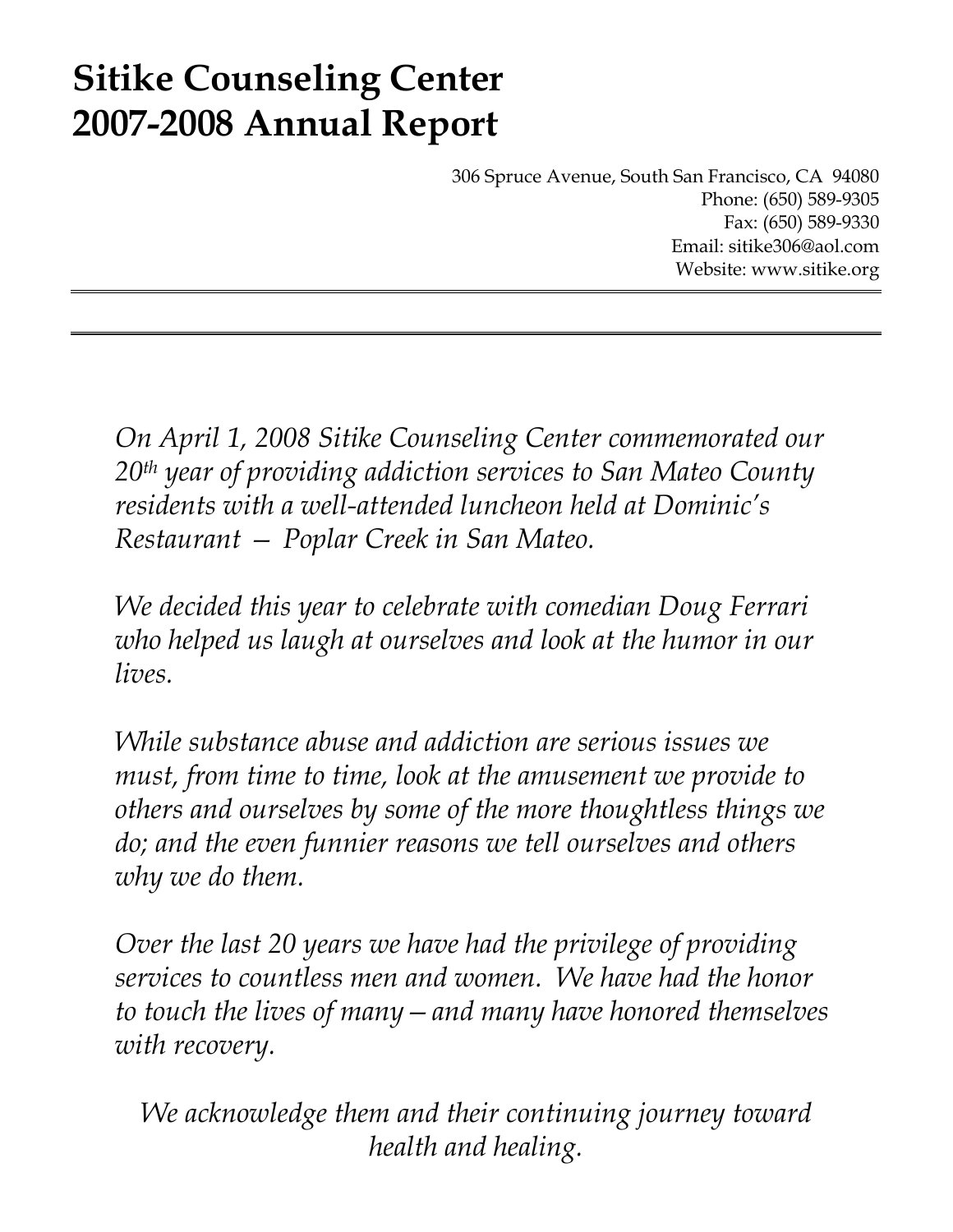# Sitike Counseling Center
# 2007-2008 Annual Report

306 Spruce Avenue, South San Francisco, CA 94080
Phone: (650) 589-9305
Fax: (650) 589-9330
Email: sitike306@aol.com
Website: www.sitike.org

---

---

*On April 1, 2008 Sitike Counseling Center commemorated our 20th year of providing addiction services to San Mateo County residents with a well-attended luncheon held at Dominic's Restaurant — Poplar Creek in San Mateo.*

*We decided this year to celebrate with comedian Doug Ferrari who helped us laugh at ourselves and look at the humor in our lives.*

*While substance abuse and addiction are serious issues we must, from time to time, look at the amusement we provide to others and ourselves by some of the more thoughtless things we do; and the even funnier reasons we tell ourselves and others why we do them.*

*Over the last 20 years we have had the privilege of providing services to countless men and women. We have had the honor to touch the lives of many – and many have honored themselves with recovery.*

*We acknowledge them and their continuing journey toward health and healing.*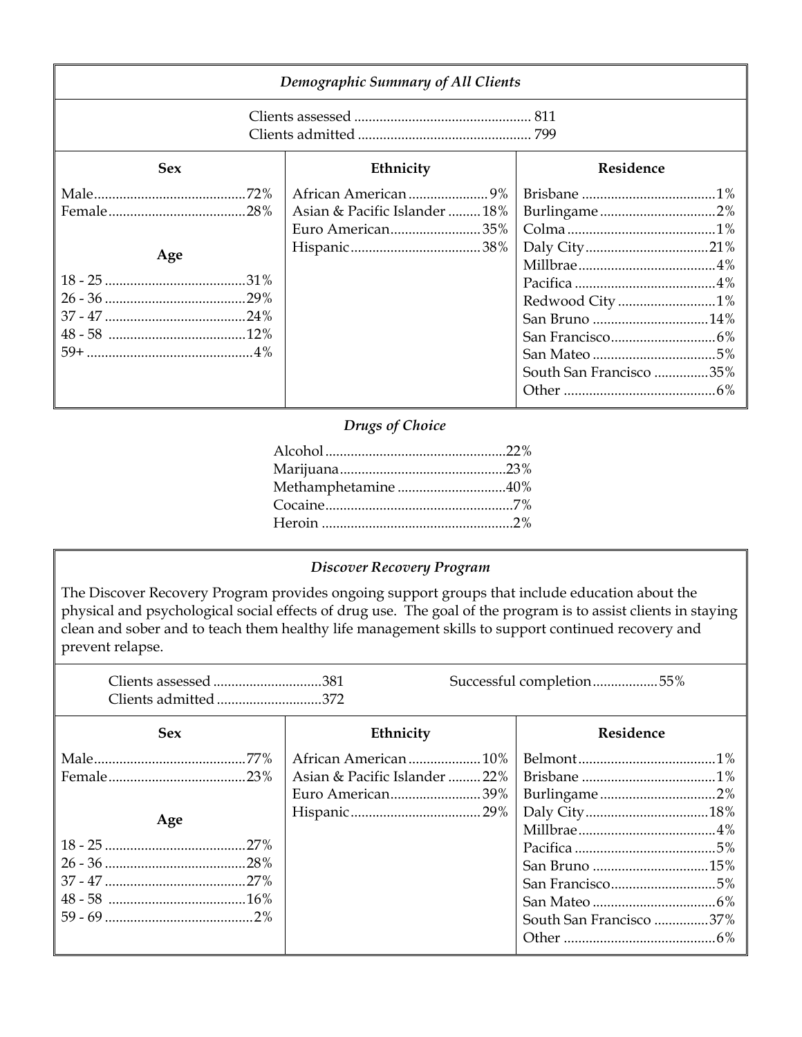### *Demographic Summary of All Clients*

Clients assessed ................................................ 811
Clients admitted ............................................... 799

| Sex | | Ethnicity | | Residence | |
|---|---|---|---|---|---|
| Male | 72% | African American | 9% | Brisbane | 1% |
| Female | 28% | Asian & Pacific Islander | 18% | Burlingame | 2% |
| | | Euro American | 35% | Colma | 1% |
| **Age** | | Hispanic | 38% | Daly City | 21% |
| 18 - 25 | 31% | | | Millbrae | 4% |
| 26 - 36 | 29% | | | Pacifica | 4% |
| 37 - 47 | 24% | | | Redwood City | 1% |
| 48 - 58 | 12% | | | San Bruno | 14% |
| 59+ | 4% | | | San Francisco | 6% |
| | | | | San Mateo | 5% |
| | | | | South San Francisco | 35% |
| | | | | Other | 6% |

### *Drugs of Choice*

| Drug | % |
|---|---|
| Alcohol | 22% |
| Marijuana | 23% |
| Methamphetamine | 40% |
| Cocaine | 7% |
| Heroin | 2% |

### *Discover Recovery Program*

The Discover Recovery Program provides ongoing support groups that include education about the physical and psychological social effects of drug use. The goal of the program is to assist clients in staying clean and sober and to teach them healthy life management skills to support continued recovery and prevent relapse.

Clients assessed .............................381
Clients admitted .............................372

Successful completion..................55%

| Sex | | Ethnicity | | Residence | |
|---|---|---|---|---|---|
| Male | 77% | African American | 10% | Belmont | 1% |
| Female | 23% | Asian & Pacific Islander | 22% | Brisbane | 1% |
| | | Euro American | 39% | Burlingame | 2% |
| **Age** | | Hispanic | 29% | Daly City | 18% |
| 18 - 25 | 27% | | | Millbrae | 4% |
| 26 - 36 | 28% | | | Pacifica | 5% |
| 37 - 47 | 27% | | | San Bruno | 15% |
| 48 - 58 | 16% | | | San Francisco | 5% |
| 59 - 69 | 2% | | | San Mateo | 6% |
| | | | | South San Francisco | 37% |
| | | | | Other | 6% |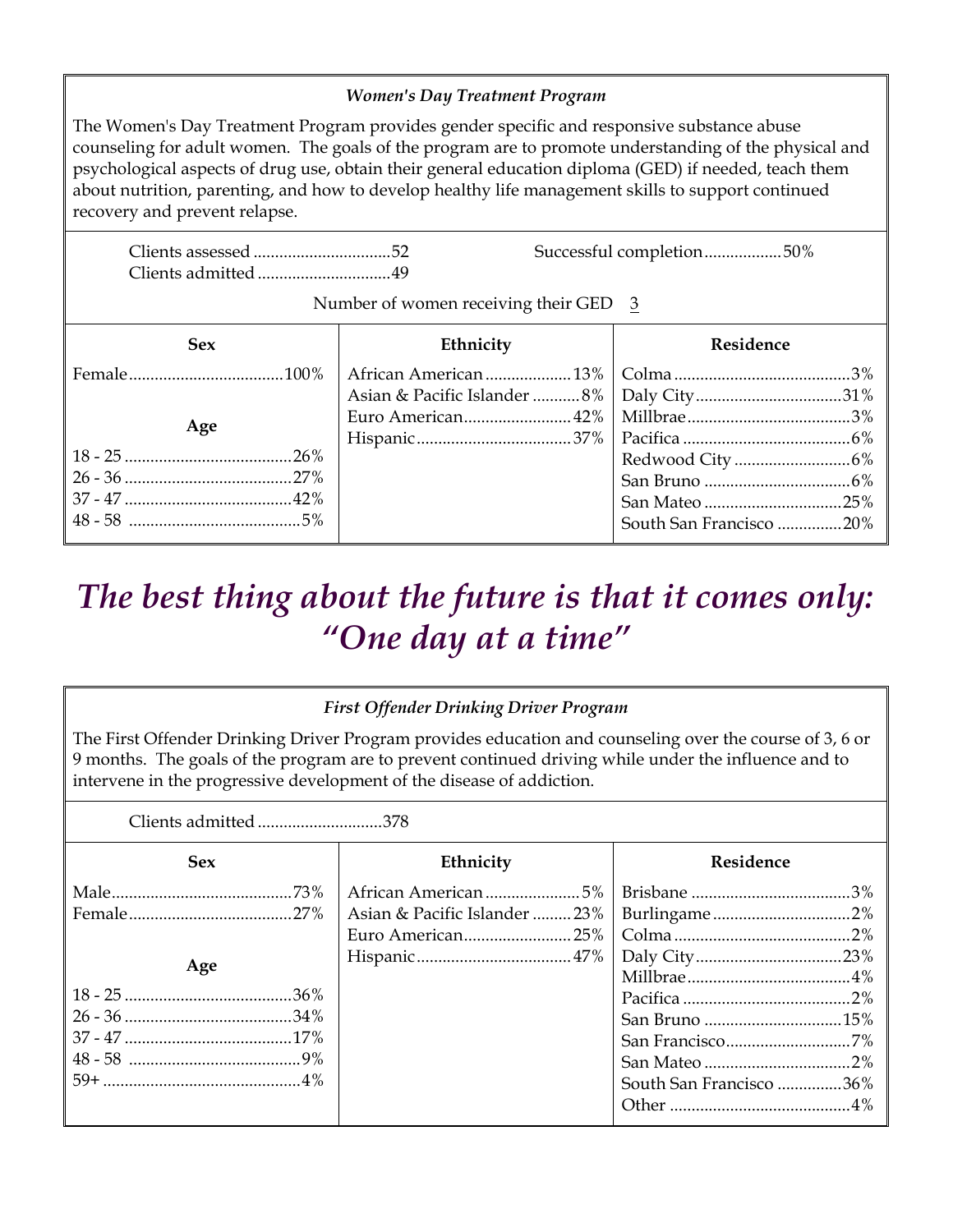### *Women's Day Treatment Program*

The Women's Day Treatment Program provides gender specific and responsive substance abuse counseling for adult women. The goals of the program are to promote understanding of the physical and psychological aspects of drug use, obtain their general education diploma (GED) if needed, teach them about nutrition, parenting, and how to develop healthy life management skills to support continued recovery and prevent relapse.

Clients assessed ................................52
Clients admitted ...............................49

Successful completion..................50%

Number of women receiving their GED 3

| Sex | | Ethnicity | | Residence | |
|---|---|---|---|---|---|
| Female | 100% | African American | 13% | Colma | 3% |
| | | Asian & Pacific Islander | 8% | Daly City | 31% |
| **Age** | | Euro American | 42% | Millbrae | 3% |
| | | Hispanic | 37% | Pacifica | 6% |
| 18 - 25 | 26% | | | Redwood City | 6% |
| 26 - 36 | 27% | | | San Bruno | 6% |
| 37 - 47 | 42% | | | San Mateo | 25% |
| 48 - 58 | 5% | | | South San Francisco | 20% |

## *The best thing about the future is that it comes only: "One day at a time"*

### *First Offender Drinking Driver Program*

The First Offender Drinking Driver Program provides education and counseling over the course of 3, 6 or 9 months. The goals of the program are to prevent continued driving while under the influence and to intervene in the progressive development of the disease of addiction.

Clients admitted .............................378

| Sex | | Ethnicity | | Residence | |
|---|---|---|---|---|---|
| Male | 73% | African American | 5% | Brisbane | 3% |
| Female | 27% | Asian & Pacific Islander | 23% | Burlingame | 2% |
| | | Euro American | 25% | Colma | 2% |
| **Age** | | Hispanic | 47% | Daly City | 23% |
| | | | | Millbrae | 4% |
| 18 - 25 | 36% | | | Pacifica | 2% |
| 26 - 36 | 34% | | | San Bruno | 15% |
| 37 - 47 | 17% | | | San Francisco | 7% |
| 48 - 58 | 9% | | | San Mateo | 2% |
| 59+ | 4% | | | South San Francisco | 36% |
| | | | | Other | 4% |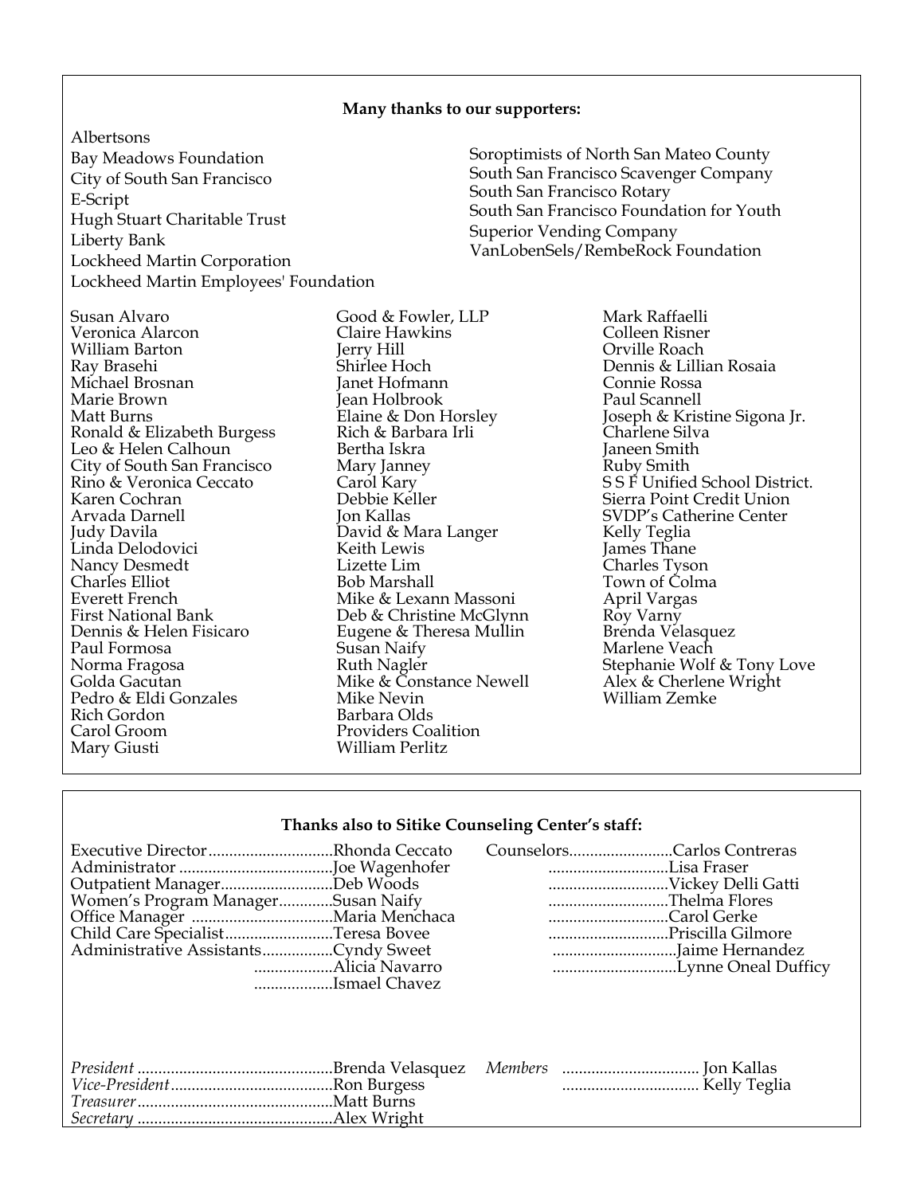**Many thanks to our supporters:**

Albertsons
Bay Meadows Foundation
City of South San Francisco
E-Script
Hugh Stuart Charitable Trust
Liberty Bank
Lockheed Martin Corporation
Lockheed Martin Employees' Foundation
Soroptimists of North San Mateo County
South San Francisco Scavenger Company
South San Francisco Rotary
South San Francisco Foundation for Youth
Superior Vending Company
VanLobenSels/RembeRock Foundation

Susan Alvaro
Veronica Alarcon
William Barton
Ray Brasehi
Michael Brosnan
Marie Brown
Matt Burns
Ronald & Elizabeth Burgess
Leo & Helen Calhoun
City of South San Francisco
Rino & Veronica Ceccato
Karen Cochran
Arvada Darnell
Judy Davila
Linda Delodovici
Nancy Desmedt
Charles Elliot
Everett French
First National Bank
Dennis & Helen Fisicaro
Paul Formosa
Norma Fragosa
Golda Gacutan
Pedro & Eldi Gonzales
Rich Gordon
Carol Groom
Mary Giusti
Good & Fowler, LLP
Claire Hawkins
Jerry Hill
Shirlee Hoch
Janet Hofmann
Jean Holbrook
Elaine & Don Horsley
Rich & Barbara Irli
Bertha Iskra
Mary Janney
Carol Kary
Debbie Keller
Jon Kallas
David & Mara Langer
Keith Lewis
Lizette Lim
Bob Marshall
Mike & Lexann Massoni
Deb & Christine McGlynn
Eugene & Theresa Mullin
Susan Naify
Ruth Nagler
Mike & Constance Newell
Mike Nevin
Barbara Olds
Providers Coalition
William Perlitz
Mark Raffaelli
Colleen Risner
Orville Roach
Dennis & Lillian Rosaia
Connie Rossa
Paul Scannell
Joseph & Kristine Sigona Jr.
Charlene Silva
Janeen Smith
Ruby Smith
S S F Unified School District.
Sierra Point Credit Union
SVDP's Catherine Center
Kelly Teglia
James Thane
Charles Tyson
Town of Colma
April Vargas
Roy Varny
Brenda Velasquez
Marlene Veach
Stephanie Wolf & Tony Love
Alex & Cherlene Wright
William Zemke

**Thanks also to Sitike Counseling Center's staff:**

Executive Director..............................Rhonda Ceccato
Administrator ....................................Joe Wagenhofer
Outpatient Manager...........................Deb Woods
Women's Program Manager.............Susan Naify
Office Manager ..................................Maria Menchaca
Child Care Specialist..........................Teresa Bovee
Administrative Assistants.................Cyndy Sweet
...................Alicia Navarro
...................Ismael Chavez

Counselors.........................Carlos Contreras
............................Lisa Fraser
............................Vickey Delli Gatti
............................Thelma Flores
............................Carol Gerke
............................Priscilla Gilmore
.............................Jaime Hernandez
.............................Lynne Oneal Dufficy

*President* ..............................................Brenda Velasquez
*Vice-President*.......................................Ron Burgess
*Treasurer*...............................................Matt Burns
*Secretary* ...............................................Alex Wright

*Members* ................................ Jon Kallas
................................ Kelly Teglia